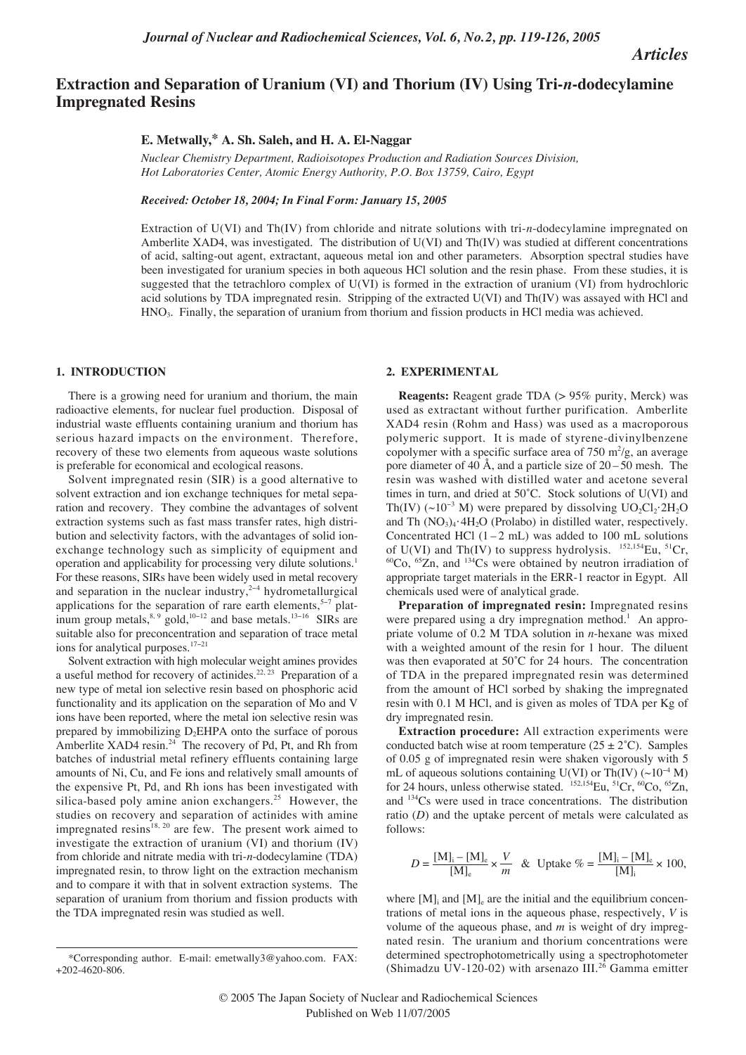*Articles*

# Extraction and Separation of Uranium (VI) and Thorium (IV) Using Tri-*n*-dodecylamine Impregnated Resins

**E. Metwally,* A. Sh. Saleh, and H. A. El-Naggar**

*Nuclear Chemistry Department, Radioisotopes Production and Radiation Sources Division, Hot Laboratories Center, Atomic Energy Authority, P.O. Box 13759, Cairo, Egypt*

*Received: October 18, 2004; In Final Form: January 15, 2005*

Extraction of U(VI) and Th(IV) from chloride and nitrate solutions with tri-*n*-dodecylamine impregnated on Amberlite XAD4, was investigated. The distribution of U(VI) and Th(IV) was studied at different concentrations of acid, salting-out agent, extractant, aqueous metal ion and other parameters. Absorption spectral studies have been investigated for uranium species in both aqueous HCl solution and the resin phase. From these studies, it is suggested that the tetrachloro complex of U(VI) is formed in the extraction of uranium (VI) from hydrochloric acid solutions by TDA impregnated resin. Stripping of the extracted U(VI) and Th(IV) was assayed with HCl and $HNO_3$. Finally, the separation of uranium from thorium and fission products in HCl media was achieved.

## 1. INTRODUCTION

There is a growing need for uranium and thorium, the main radioactive elements, for nuclear fuel production. Disposal of industrial waste effluents containing uranium and thorium has serious hazard impacts on the environment. Therefore, recovery of these two elements from aqueous waste solutions is preferable for economical and ecological reasons.

Solvent impregnated resin (SIR) is a good alternative to solvent extraction and ion exchange techniques for metal separation and recovery. They combine the advantages of solvent extraction systems such as fast mass transfer rates, high distribution and selectivity factors, with the advantages of solid ion-exchange technology such as simplicity of equipment and operation and applicability for processing very dilute solutions.[1] For these reasons, SIRs have been widely used in metal recovery and separation in the nuclear industry,[2–4] hydrometallurgical applications for the separation of rare earth elements,[5–7] platinum group metals,[8, 9] gold,[10–12] and base metals.[13–16] SIRs are suitable also for preconcentration and separation of trace metal ions for analytical purposes.[17–21]

Solvent extraction with high molecular weight amines provides a useful method for recovery of actinides.[22, 23] Preparation of a new type of metal ion selective resin based on phosphoric acid functionality and its application on the separation of Mo and V ions have been reported, where the metal ion selective resin was prepared by immobilizing $D_2EHPA$ onto the surface of porous Amberlite XAD4 resin.[24] The recovery of Pd, Pt, and Rh from batches of industrial metal refinery effluents containing large amounts of Ni, Cu, and Fe ions and relatively small amounts of the expensive Pt, Pd, and Rh ions has been investigated with silica-based poly amine anion exchangers.[25] However, the studies on recovery and separation of actinides with amine impregnated resins[18, 20] are few. The present work aimed to investigate the extraction of uranium (VI) and thorium (IV) from chloride and nitrate media with tri-*n*-dodecylamine (TDA) impregnated resin, to throw light on the extraction mechanism and to compare it with that in solvent extraction systems. The separation of uranium from thorium and fission products with the TDA impregnated resin was studied as well.

*Corresponding author. E-mail: emetwally3@yahoo.com. FAX: +202-4620-806.

## 2. EXPERIMENTAL

**Reagents:** Reagent grade TDA (> 95% purity, Merck) was used as extractant without further purification. Amberlite XAD4 resin (Rohm and Hass) was used as a macroporous polymeric support. It is made of styrene-divinylbenzene copolymer with a specific surface area of 750 $m^2/g$, an average pore diameter of 40 Å, and a particle size of 20 – 50 mesh. The resin was washed with distilled water and acetone several times in turn, and dried at 50˚C. Stock solutions of U(VI) and Th(IV) (~$10^{-3}$ M) were prepared by dissolving $UO_2Cl_2 \cdot 2H_2O$ and $Th(NO_3)_4 \cdot 4H_2O$ (Prolabo) in distilled water, respectively. Concentrated HCl (1 – 2 mL) was added to 100 mL solutions of U(VI) and Th(IV) to suppress hydrolysis. $^{152,154}$Eu, $^{51}$Cr, $^{60}$Co, $^{65}$Zn, and $^{134}$Cs were obtained by neutron irradiation of appropriate target materials in the ERR-1 reactor in Egypt. All chemicals used were of analytical grade.

**Preparation of impregnated resin:** Impregnated resins were prepared using a dry impregnation method.[1] An appropriate volume of 0.2 M TDA solution in *n*-hexane was mixed with a weighted amount of the resin for 1 hour. The diluent was then evaporated at 50˚C for 24 hours. The concentration of TDA in the prepared impregnated resin was determined from the amount of HCl sorbed by shaking the impregnated resin with 0.1 M HCl, and is given as moles of TDA per Kg of dry impregnated resin.

**Extraction procedure:** All extraction experiments were conducted batch wise at room temperature (25 ± 2˚C). Samples of 0.05 g of impregnated resin were shaken vigorously with 5 mL of aqueous solutions containing U(VI) or Th(IV) (~$10^{-4}$ M) for 24 hours, unless otherwise stated. $^{152,154}$Eu, $^{51}$Cr, $^{60}$Co, $^{65}$Zn, and $^{134}$Cs were used in trace concentrations. The distribution ratio ($D$) and the uptake percent of metals were calculated as follows:

$$D = \frac{[\mathrm{M}]_\mathrm{i} - [\mathrm{M}]_\mathrm{e}}{[\mathrm{M}]_\mathrm{e}} \times \frac{V}{m} \quad \& \quad \text{Uptake \%} = \frac{[\mathrm{M}]_\mathrm{i} - [\mathrm{M}]_\mathrm{e}}{[\mathrm{M}]_\mathrm{i}} \times 100,$$

where $[M]_i$ and $[M]_e$ are the initial and the equilibrium concentrations of metal ions in the aqueous phase, respectively, $V$ is volume of the aqueous phase, and $m$ is weight of dry impregnated resin. The uranium and thorium concentrations were determined spectrophotometrically using a spectrophotometer (Shimadzu UV-120-02) with arsenazo III.[26] Gamma emitter

© 2005 The Japan Society of Nuclear and Radiochemical Sciences
Published on Web 11/07/2005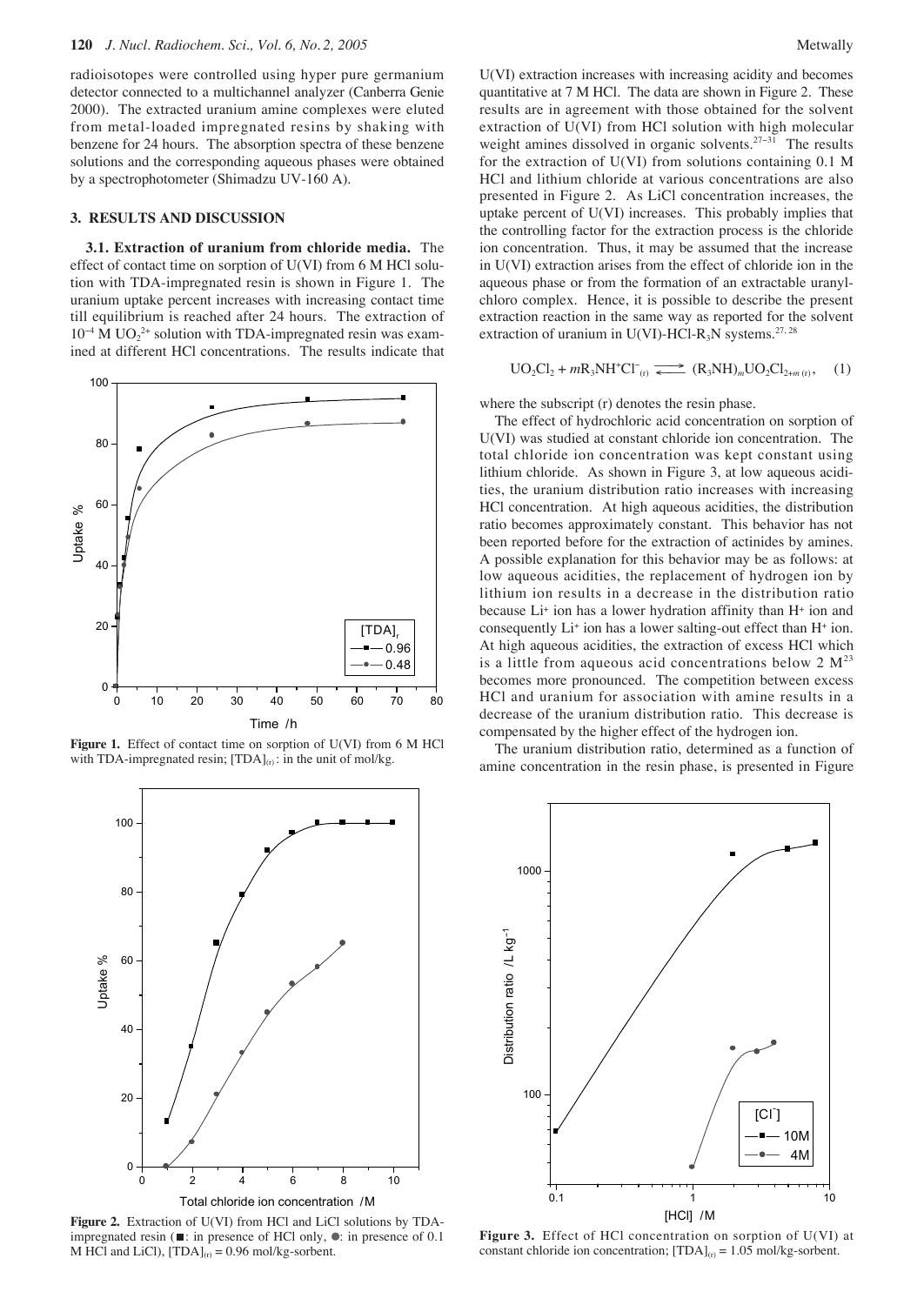radioisotopes were controlled using hyper pure germanium detector connected to a multichannel analyzer (Canberra Genie 2000). The extracted uranium amine complexes were eluted from metal-loaded impregnated resins by shaking with benzene for 24 hours. The absorption spectra of these benzene solutions and the corresponding aqueous phases were obtained by a spectrophotometer (Shimadzu UV-160 A).

## 3. RESULTS AND DISCUSSION

**3.1. Extraction of uranium from chloride media.** The effect of contact time on sorption of U(VI) from 6 M HCl solution with TDA-impregnated resin is shown in Figure 1. The uranium uptake percent increases with increasing contact time till equilibrium is reached after 24 hours. The extraction of $10^{-4}$ M $UO_2^{2+}$ solution with TDA-impregnated resin was examined at different HCl concentrations. The results indicate that U(VI) extraction increases with increasing acidity and becomes quantitative at 7 M HCl. The data are shown in Figure 2. These results are in agreement with those obtained for the solvent extraction of U(VI) from HCl solution with high molecular weight amines dissolved in organic solvents.[27–31] The results for the extraction of U(VI) from solutions containing 0.1 M HCl and lithium chloride at various concentrations are also presented in Figure 2. As LiCl concentration increases, the uptake percent of U(VI) increases. This probably implies that the controlling factor for the extraction process is the chloride ion concentration. Thus, it may be assumed that the increase in U(VI) extraction arises from the effect of chloride ion in the aqueous phase or from the formation of an extractable uranyl-chloro complex. Hence, it is possible to describe the present extraction reaction in the same way as reported for the solvent extraction of uranium in U(VI)-HCl-$R_3N$ systems.[27, 28]

Figure 1. Effect of contact time on sorption of U(VI) from 6 M HCl with TDA-impregnated resin; $[TDA]_{(r)}$: in the unit of mol/kg.

Figure 2. Extraction of U(VI) from HCl and LiCl solutions by TDA-impregnated resin (■: in presence of HCl only, ●: in presence of 0.1 M HCl and LiCl), $[TDA]_{(r)} = 0.96$ mol/kg-sorbent.

$$UO_2Cl_2 + mR_3NH^+Cl^-_{(r)} \rightleftharpoons (R_3NH)_mUO_2Cl_{2+m\,(r)}, \quad (1)$$

where the subscript (r) denotes the resin phase.

The effect of hydrochloric acid concentration on sorption of U(VI) was studied at constant chloride ion concentration. The total chloride ion concentration was kept constant using lithium chloride. As shown in Figure 3, at low aqueous acidities, the uranium distribution ratio increases with increasing HCl concentration. At high aqueous acidities, the distribution ratio becomes approximately constant. This behavior has not been reported before for the extraction of actinides by amines. A possible explanation for this behavior may be as follows: at low aqueous acidities, the replacement of hydrogen ion by lithium ion results in a decrease in the distribution ratio because $Li^+$ ion has a lower hydration affinity than $H^+$ ion and consequently $Li^+$ ion has a lower salting-out effect than $H^+$ ion. At high aqueous acidities, the extraction of excess HCl which is a little from aqueous acid concentrations below 2 M[23] becomes more pronounced. The competition between excess HCl and uranium for association with amine results in a decrease of the uranium distribution ratio. This decrease is compensated by the higher effect of the hydrogen ion.

The uranium distribution ratio, determined as a function of amine concentration in the resin phase, is presented in Figure

Figure 3. Effect of HCl concentration on sorption of U(VI) at constant chloride ion concentration; $[TDA]_{(r)} = 1.05$ mol/kg-sorbent.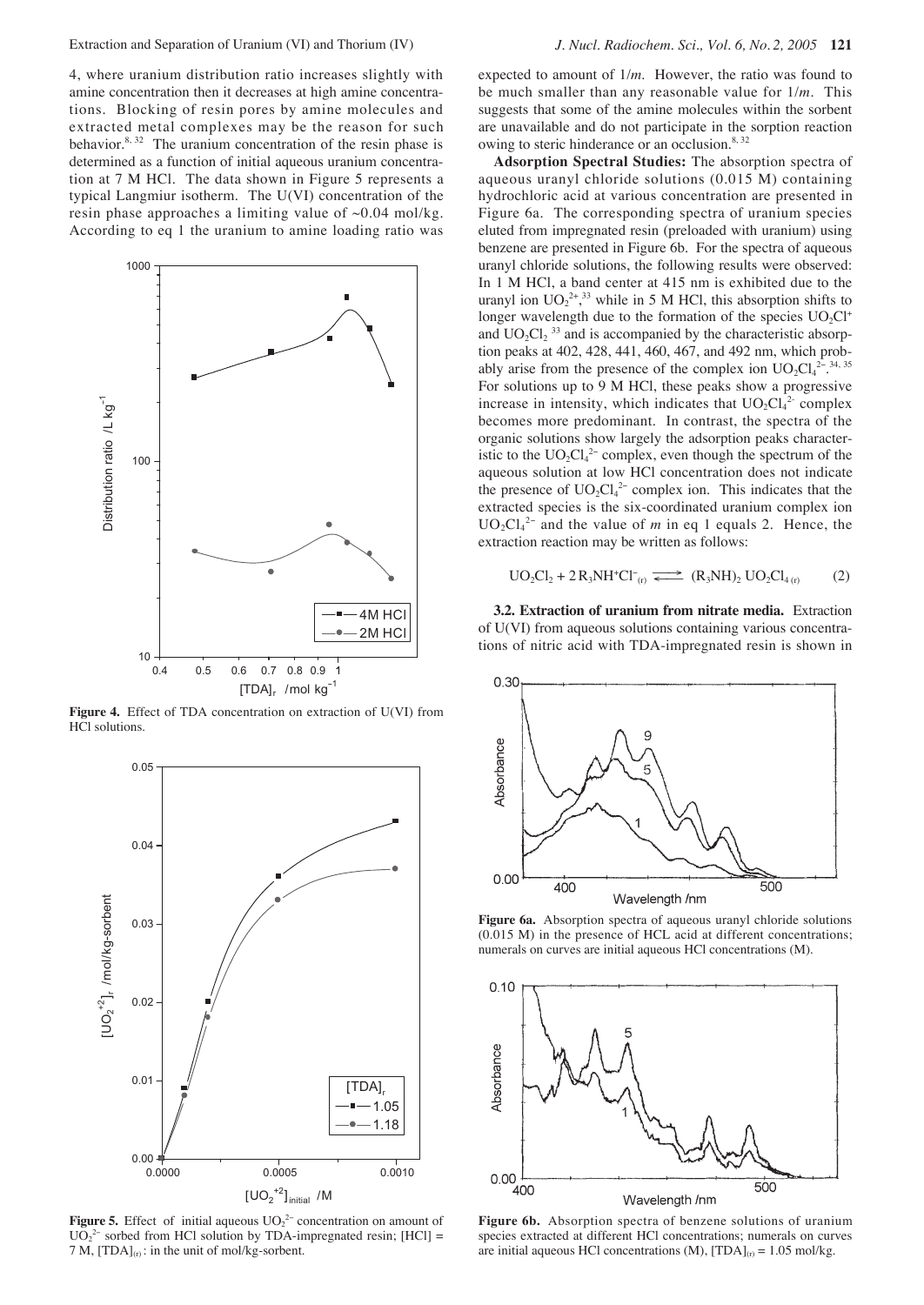4, where uranium distribution ratio increases slightly with amine concentration then it decreases at high amine concentrations. Blocking of resin pores by amine molecules and extracted metal complexes may be the reason for such behavior.[8, 32] The uranium concentration of the resin phase is determined as a function of initial aqueous uranium concentration at 7 M HCl. The data shown in Figure 5 represents a typical Langmuir isotherm. The U(VI) concentration of the resin phase approaches a limiting value of ~0.04 mol/kg. According to eq 1 the uranium to amine loading ratio was

**Figure 4.** Effect of TDA concentration on extraction of U(VI) from HCl solutions.

**Figure 5.** Effect of initial aqueous $UO_2^{2-}$ concentration on amount of $UO_2^{2-}$ sorbed from HCl solution by TDA-impregnated resin; [HCl] = 7 M, $[TDA]_{(r)}$: in the unit of mol/kg-sorbent.

expected to amount of $1/m$. However, the ratio was found to be much smaller than any reasonable value for $1/m$. This suggests that some of the amine molecules within the sorbent are unavailable and do not participate in the sorption reaction owing to steric hinderance or an occlusion.[8, 32]

**Adsorption Spectral Studies:** The absorption spectra of aqueous uranyl chloride solutions (0.015 M) containing hydrochloric acid at various concentration are presented in Figure 6a. The corresponding spectra of uranium species eluted from impregnated resin (preloaded with uranium) using benzene are presented in Figure 6b. For the spectra of aqueous uranyl chloride solutions, the following results were observed: In 1 M HCl, a band center at 415 nm is exhibited due to the uranyl ion $UO_2^{2+}$,[33] while in 5 M HCl, this absorption shifts to longer wavelength due to the formation of the species $UO_2Cl^+$ and $UO_2Cl_2$ [33] and is accompanied by the characteristic absorption peaks at 402, 428, 441, 460, 467, and 492 nm, which probably arise from the presence of the complex ion $UO_2Cl_4^{2-}$.[34, 35] For solutions up to 9 M HCl, these peaks show a progressive increase in intensity, which indicates that $UO_2Cl_4^{2-}$ complex becomes more predominant. In contrast, the spectra of the organic solutions show largely the adsorption peaks characteristic to the $UO_2Cl_4^{2-}$ complex, even though the spectrum of the aqueous solution at low HCl concentration does not indicate the presence of $UO_2Cl_4^{2-}$ complex ion. This indicates that the extracted species is the six-coordinated uranium complex ion $UO_2Cl_4^{2-}$ and the value of $m$ in eq 1 equals 2. Hence, the extraction reaction may be written as follows:

$$UO_2Cl_2 + 2\,R_3NH^+Cl^-_{(r)} \rightleftharpoons (R_3NH)_2\,UO_2Cl_{4\,(r)} \qquad (2)$$

**3.2. Extraction of uranium from nitrate media.** Extraction of U(VI) from aqueous solutions containing various concentrations of nitric acid with TDA-impregnated resin is shown in

**Figure 6a.** Absorption spectra of aqueous uranyl chloride solutions (0.015 M) in the presence of HCL acid at different concentrations; numerals on curves are initial aqueous HCl concentrations (M).

**Figure 6b.** Absorption spectra of benzene solutions of uranium species extracted at different HCl concentrations; numerals on curves are initial aqueous HCl concentrations (M), $[TDA]_{(r)} = 1.05$ mol/kg.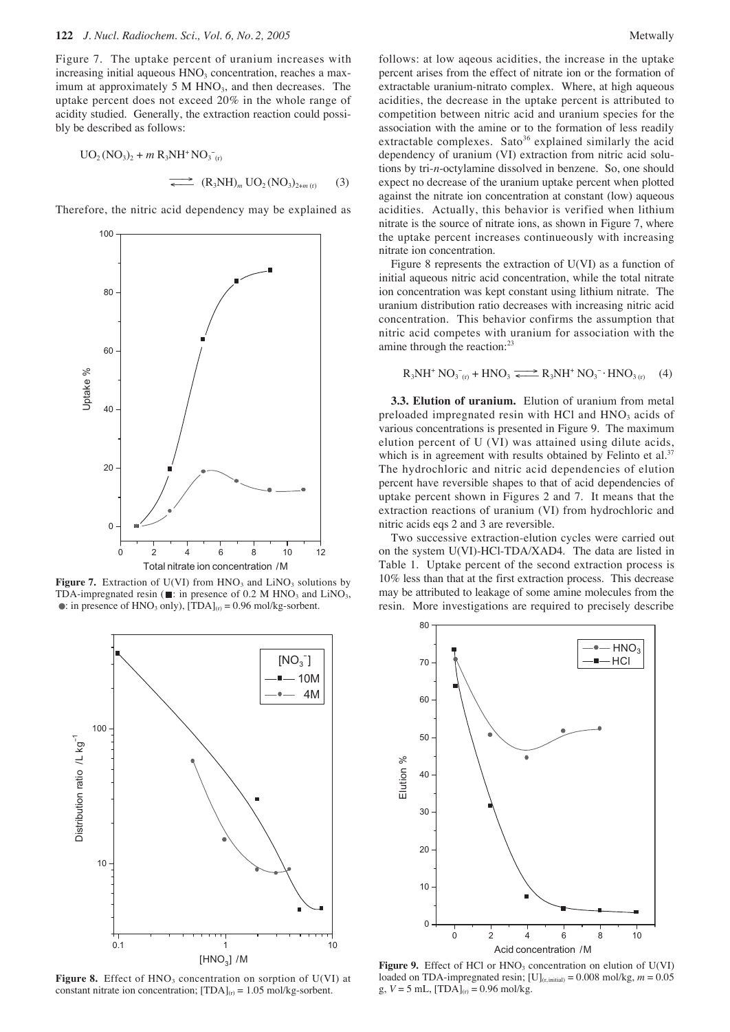Figure 7. The uptake percent of uranium increases with increasing initial aqueous $HNO_3$ concentration, reaches a maximum at approximately 5 M $HNO_3$, and then decreases. The uptake percent does not exceed 20% in the whole range of acidity studied. Generally, the extraction reaction could possibly be described as follows:

$$UO_2(NO_3)_2 + m\,R_3NH^+NO_3^-{}_{(r)} \rightleftharpoons (R_3NH)_m\,UO_2(NO_3)_{2+m\,(r)} \quad (3)$$

Therefore, the nitric acid dependency may be explained as follows: at low aqeous acidities, the increase in the uptake percent arises from the effect of nitrate ion or the formation of extractable uranium-nitrato complex. Where, at high aqueous acidities, the decrease in the uptake percent is attributed to competition between nitric acid and uranium species for the association with the amine or to the formation of less readily extractable complexes. Sato[36] explained similarly the acid dependency of uranium (VI) extraction from nitric acid solutions by tri-*n*-octylamine dissolved in benzene. So, one should expect no decrease of the uranium uptake percent when plotted against the nitrate ion concentration at constant (low) aqueous acidities. Actually, this behavior is verified when lithium nitrate is the source of nitrate ions, as shown in Figure 7, where the uptake percent increases continueously with increasing nitrate ion concentration.

**Figure 7.** Extraction of U(VI) from $HNO_3$ and $LiNO_3$ solutions by TDA-impregnated resin (■: in presence of 0.2 M $HNO_3$ and $LiNO_3$, ●: in presence of $HNO_3$ only), $[TDA]_{(r)}$ = 0.96 mol/kg-sorbent.

**Figure 8.** Effect of $HNO_3$ concentration on sorption of U(VI) at constant nitrate ion concentration; $[TDA]_{(r)}$ = 1.05 mol/kg-sorbent.

Figure 8 represents the extraction of U(VI) as a function of initial aqueous nitric acid concentration, while the total nitrate ion concentration was kept constant using lithium nitrate. The uranium distribution ratio decreases with increasing nitric acid concentration. This behavior confirms the assumption that nitric acid competes with uranium for association with the amine through the reaction:[23]

$$R_3NH^+\,NO_3^-{}_{(r)} + HNO_3 \rightleftharpoons R_3NH^+\,NO_3^- \cdot HNO_{3\,(r)} \quad (4)$$

**3.3. Elution of uranium.** Elution of uranium from metal preloaded impregnated resin with HCl and $HNO_3$ acids of various concentrations is presented in Figure 9. The maximum elution percent of U (VI) was attained using dilute acids, which is in agreement with results obtained by Felinto et al.[37] The hydrochloric and nitric acid dependencies of elution percent have reversible shapes to that of acid dependencies of uptake percent shown in Figures 2 and 7. It means that the extraction reactions of uranium (VI) from hydrochloric and nitric acids eqs 2 and 3 are reversible.

Two successive extraction-elution cycles were carried out on the system U(VI)-HCl-TDA/XAD4. The data are listed in Table 1. Uptake percent of the second extraction process is 10% less than that at the first extraction process. This decrease may be attributed to leakage of some amine molecules from the resin. More investigations are required to precisely describe

**Figure 9.** Effect of HCl or $HNO_3$ concentration on elution of U(VI) loaded on TDA-impregnated resin; $[U]_{(r, initial)}$ = 0.008 mol/kg, $m$ = 0.05 g, $V$ = 5 mL, $[TDA]_{(r)}$ = 0.96 mol/kg.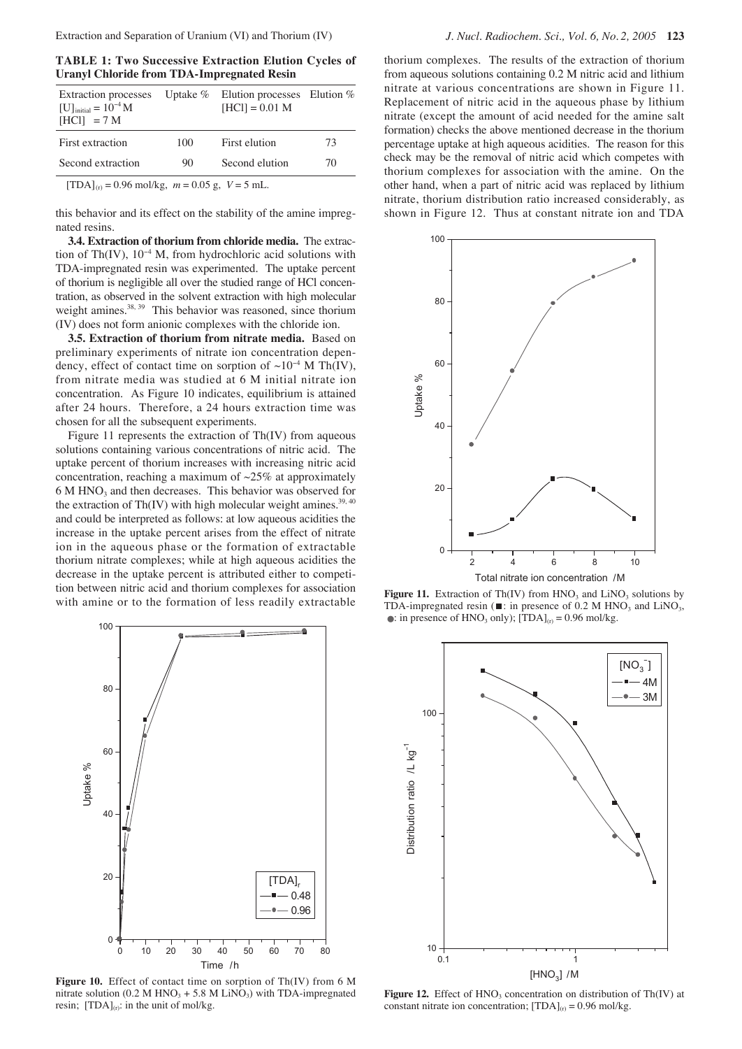**TABLE 1: Two Successive Extraction Elution Cycles of Uranyl Chloride from TDA-Impregnated Resin**

| Extraction processes $[U]_{initial} = 10^{-4}$ M $[HCl] = 7$ M | Uptake % | Elution processes $[HCl] = 0.01$ M | Elution % |
|---|---|---|---|
| First extraction | 100 | First elution | 73 |
| Second extraction | 90 | Second elution | 70 |

$[TDA]_{(r)} = 0.96$ mol/kg, $m = 0.05$ g, $V = 5$ mL.

this behavior and its effect on the stability of the amine impregnated resins.

**3.4. Extraction of thorium from chloride media.** The extraction of Th(IV), $10^{-4}$ M, from hydrochloric acid solutions with TDA-impregnated resin was experimented. The uptake percent of thorium is negligible all over the studied range of HCl concentration, as observed in the solvent extraction with high molecular weight amines.[38, 39] This behavior was reasoned, since thorium (IV) does not form anionic complexes with the chloride ion.

**3.5. Extraction of thorium from nitrate media.** Based on preliminary experiments of nitrate ion concentration dependency, effect of contact time on sorption of ~$10^{-4}$ M Th(IV), from nitrate media was studied at 6 M initial nitrate ion concentration. As Figure 10 indicates, equilibrium is attained after 24 hours. Therefore, a 24 hours extraction time was chosen for all the subsequent experiments.

Figure 11 represents the extraction of Th(IV) from aqueous solutions containing various concentrations of nitric acid. The uptake percent of thorium increases with increasing nitric acid concentration, reaching a maximum of ~25% at approximately 6 M $HNO_3$ and then decreases. This behavior was observed for the extraction of Th(IV) with high molecular weight amines.[39, 40] and could be interpreted as follows: at low aqueous acidities the increase in the uptake percent arises from the effect of nitrate ion in the aqueous phase or the formation of extractable thorium nitrate complexes; while at high aqueous acidities the decrease in the uptake percent is attributed either to competition between nitric acid and thorium complexes for association with amine or to the formation of less readily extractable thorium complexes. The results of the extraction of thorium from aqueous solutions containing 0.2 M nitric acid and lithium nitrate at various concentrations are shown in Figure 11. Replacement of nitric acid in the aqueous phase by lithium nitrate (except the amount of acid needed for the amine salt formation) checks the above mentioned decrease in the thorium percentage uptake at high aqueous acidities. The reason for this check may be the removal of nitric acid which competes with thorium complexes for association with the amine. On the other hand, when a part of nitric acid was replaced by lithium nitrate, thorium distribution ratio increased considerably, as shown in Figure 12. Thus at constant nitrate ion and TDA

**Figure 10.** Effect of contact time on sorption of Th(IV) from 6 M nitrate solution (0.2 M $HNO_3$ + 5.8 M $LiNO_3$) with TDA-impregnated resin; $[TDA]_{(r)}$: in the unit of mol/kg.

**Figure 11.** Extraction of Th(IV) from $HNO_3$ and $LiNO_3$ solutions by TDA-impregnated resin (■: in presence of 0.2 M $HNO_3$ and $LiNO_3$, ●: in presence of $HNO_3$ only); $[TDA]_{(r)} = 0.96$ mol/kg.

**Figure 12.** Effect of $HNO_3$ concentration on distribution of Th(IV) at constant nitrate ion concentration; $[TDA]_{(r)} = 0.96$ mol/kg.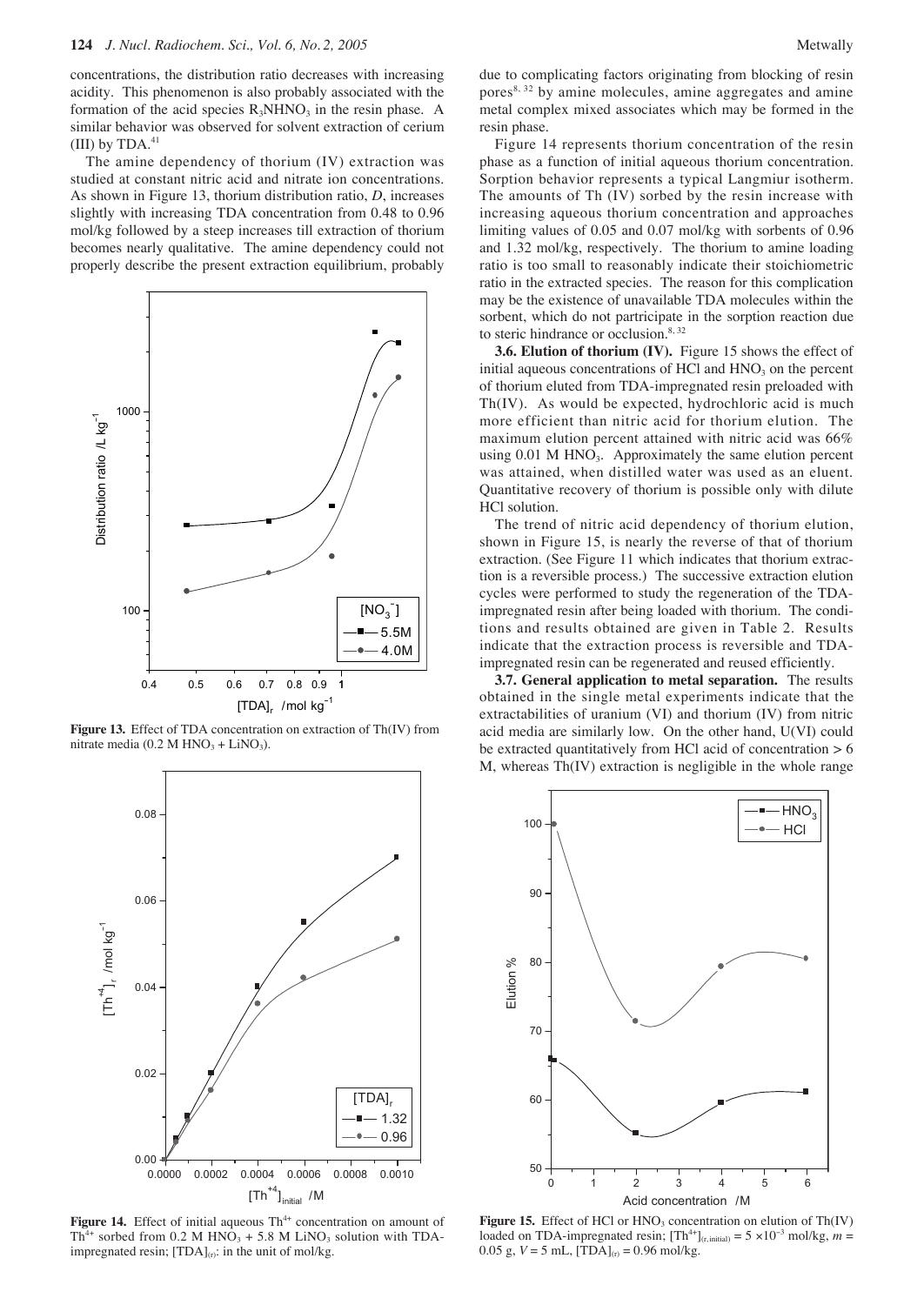concentrations, the distribution ratio decreases with increasing acidity. This phenomenon is also probably associated with the formation of the acid species $R_3NHNO_3$ in the resin phase. A similar behavior was observed for solvent extraction of cerium (III) by TDA.[41]

The amine dependency of thorium (IV) extraction was studied at constant nitric acid and nitrate ion concentrations. As shown in Figure 13, thorium distribution ratio, *D*, increases slightly with increasing TDA concentration from 0.48 to 0.96 mol/kg followed by a steep increases till extraction of thorium becomes nearly qualitative. The amine dependency could not properly describe the present extraction equilibrium, probably due to complicating factors originating from blocking of resin pores[8, 32] by amine molecules, amine aggregates and amine metal complex mixed associates which may be formed in the resin phase.

**Figure 13.** Effect of TDA concentration on extraction of Th(IV) from nitrate media (0.2 M $HNO_3$ + $LiNO_3$).

Figure 14 represents thorium concentration of the resin phase as a function of initial aqueous thorium concentration. Sorption behavior represents a typical Langmiur isotherm. The amounts of Th (IV) sorbed by the resin increase with increasing aqueous thorium concentration and approaches limiting values of 0.05 and 0.07 mol/kg with sorbents of 0.96 and 1.32 mol/kg, respectively. The thorium to amine loading ratio is too small to reasonably indicate their stoichiometric ratio in the extracted species. The reason for this complication may be the existence of unavailable TDA molecules within the sorbent, which do not partricipate in the sorption reaction due to steric hindrance or occlusion.[8, 32]

**Figure 14.** Effect of initial aqueous $Th^{4+}$ concentration on amount of $Th^{4+}$ sorbed from 0.2 M $HNO_3$ + 5.8 M $LiNO_3$ solution with TDA-impregnated resin; $[TDA]_{(r)}$: in the unit of mol/kg.

**3.6. Elution of thorium (IV).** Figure 15 shows the effect of initial aqueous concentrations of HCl and $HNO_3$ on the percent of thorium eluted from TDA-impregnated resin preloaded with Th(IV). As would be expected, hydrochloric acid is much more efficient than nitric acid for thorium elution. The maximum elution percent attained with nitric acid was 66% using 0.01 M $HNO_3$. Approximately the same elution percent was attained, when distilled water was used as an eluent. Quantitative recovery of thorium is possible only with dilute HCl solution.

The trend of nitric acid dependency of thorium elution, shown in Figure 15, is nearly the reverse of that of thorium extraction. (See Figure 11 which indicates that thorium extraction is a reversible process.) The successive extraction elution cycles were performed to study the regeneration of the TDA-impregnated resin after being loaded with thorium. The conditions and results obtained are given in Table 2. Results indicate that the extraction process is reversible and TDA-impregnated resin can be regenerated and reused efficiently.

**3.7. General application to metal separation.** The results obtained in the single metal experiments indicate that the extractabilities of uranium (VI) and thorium (IV) from nitric acid media are similarly low. On the other hand, U(VI) could be extracted quantitatively from HCl acid of concentration > 6 M, whereas Th(IV) extraction is negligible in the whole range

**Figure 15.** Effect of HCl or $HNO_3$ concentration on elution of Th(IV) loaded on TDA-impregnated resin; $[Th^{4+}]_{(r,\text{initial})} = 5 \times 10^{-3}$ mol/kg, $m$ = 0.05 g, $V$ = 5 mL, $[TDA]_{(r)}$ = 0.96 mol/kg.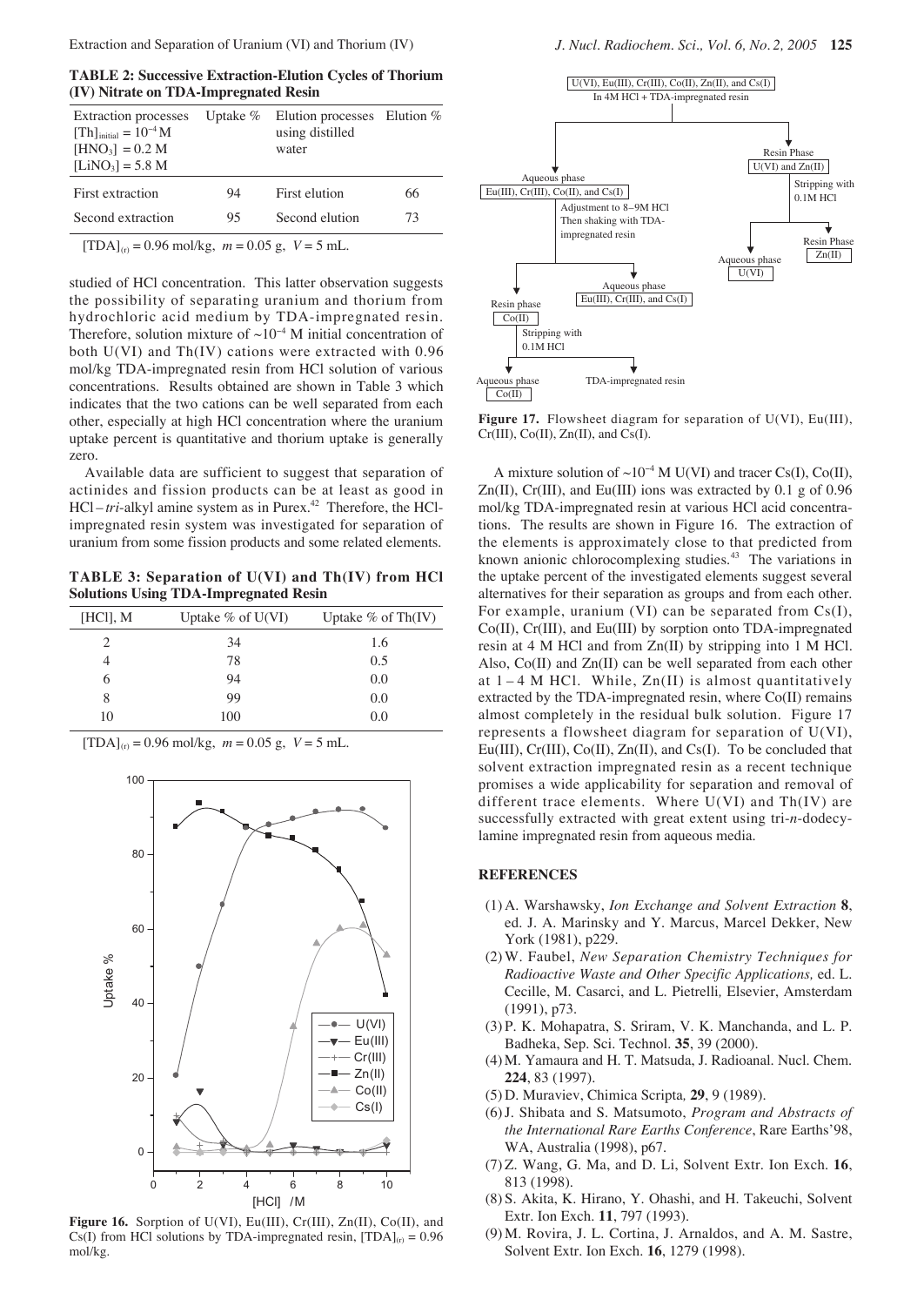**TABLE 2: Successive Extraction-Elution Cycles of Thorium (IV) Nitrate on TDA-Impregnated Resin**

| Extraction processes $[Th]_{initial} = 10^{-4}$ M $[HNO_3] = 0.2$ M $[LiNO_3] = 5.8$ M | Uptake % | Elution processes using distilled water | Elution % |
|---|---|---|---|
| First extraction | 94 | First elution | 66 |
| Second extraction | 95 | Second elution | 73 |

$[TDA]_{(r)} = 0.96$ mol/kg, $m = 0.05$ g, $V = 5$ mL.

studied of HCl concentration. This latter observation suggests the possibility of separating uranium and thorium from hydrochloric acid medium by TDA-impregnated resin. Therefore, solution mixture of $\sim10^{-4}$ M initial concentration of both U(VI) and Th(IV) cations were extracted with 0.96 mol/kg TDA-impregnated resin from HCl solution of various concentrations. Results obtained are shown in Table 3 which indicates that the two cations can be well separated from each other, especially at high HCl concentration where the uranium uptake percent is quantitative and thorium uptake is generally zero.

Available data are sufficient to suggest that separation of actinides and fission products can be at least as good in HCl – *tri*-alkyl amine system as in Purex.[42] Therefore, the HCl-impregnated resin system was investigated for separation of uranium from some fission products and some related elements.

**TABLE 3: Separation of U(VI) and Th(IV) from HCl Solutions Using TDA-Impregnated Resin**

| [HCl], M | Uptake % of U(VI) | Uptake % of Th(IV) |
|---|---|---|
| 2 | 34 | 1.6 |
| 4 | 78 | 0.5 |
| 6 | 94 | 0.0 |
| 8 | 99 | 0.0 |
| 10 | 100 | 0.0 |

$[TDA]_{(r)} = 0.96$ mol/kg, $m = 0.05$ g, $V = 5$ mL.

**Figure 16.** Sorption of U(VI), Eu(III), Cr(III), Zn(II), Co(II), and Cs(I) from HCl solutions by TDA-impregnated resin, $[TDA]_{(r)} = 0.96$ mol/kg.

**Figure 17.** Flowsheet diagram for separation of U(VI), Eu(III), Cr(III), Co(II), Zn(II), and Cs(I).

A mixture solution of $\sim10^{-4}$ M U(VI) and tracer Cs(I), Co(II), Zn(II), Cr(III), and Eu(III) ions was extracted by 0.1 g of 0.96 mol/kg TDA-impregnated resin at various HCl acid concentrations. The results are shown in Figure 16. The extraction of the elements is approximately close to that predicted from known anionic chlorocomplexing studies.[43] The variations in the uptake percent of the investigated elements suggest several alternatives for their separation as groups and from each other. For example, uranium (VI) can be separated from Cs(I), Co(II), Cr(III), and Eu(III) by sorption onto TDA-impregnated resin at 4 M HCl and from Zn(II) by stripping into 1 M HCl. Also, Co(II) and Zn(II) can be well separated from each other at 1 – 4 M HCl. While, Zn(II) is almost quantitatively extracted by the TDA-impregnated resin, where Co(II) remains almost completely in the residual bulk solution. Figure 17 represents a flowsheet diagram for separation of U(VI), Eu(III), Cr(III), Co(II), Zn(II), and Cs(I). To be concluded that solvent extraction impregnated resin as a recent technique promises a wide applicability for separation and removal of different trace elements. Where U(VI) and Th(IV) are successfully extracted with great extent using tri-*n*-dodecylamine impregnated resin from aqueous media.

## REFERENCES

(1) A. Warshawsky, *Ion Exchange and Solvent Extraction* **8**, ed. J. A. Marinsky and Y. Marcus, Marcel Dekker, New York (1981), p229.

(2) W. Faubel, *New Separation Chemistry Techniques for Radioactive Waste and Other Specific Applications,* ed. L. Cecille, M. Casarci, and L. Pietrelli*,* Elsevier, Amsterdam (1991), p73.

(3) P. K. Mohapatra, S. Sriram, V. K. Manchanda, and L. P. Badheka, Sep. Sci. Technol. **35**, 39 (2000).

(4) M. Yamaura and H. T. Matsuda, J. Radioanal. Nucl. Chem. **224**, 83 (1997).

(5) D. Muraviev, Chimica Scripta*,* **29**, 9 (1989).

(6) J. Shibata and S. Matsumoto, *Program and Abstracts of the International Rare Earths Conference*, Rare Earths'98, WA, Australia (1998), p67.

(7) Z. Wang, G. Ma, and D. Li, Solvent Extr. Ion Exch. **16**, 813 (1998).

(8) S. Akita, K. Hirano, Y. Ohashi, and H. Takeuchi, Solvent Extr. Ion Exch. **11**, 797 (1993).

(9) M. Rovira, J. L. Cortina, J. Arnaldos, and A. M. Sastre, Solvent Extr. Ion Exch. **16**, 1279 (1998).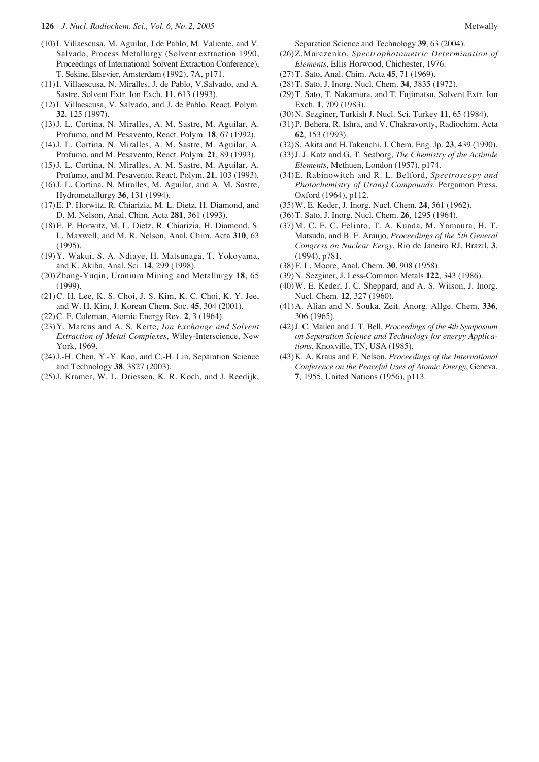(10) I. Villaescusa, M. Aguilar, J.de Pablo, M. Valiente, and V. Salvado, Process Metallurgy (Solvent extraction 1990, Proceedings of International Solvent Extraction Conference), T. Sekine, Elsevier, Amsterdam (1992), 7A, p171.

(11) I. Villaescusa, N. Miralles, J. de Pablo, V.Salvado, and A. Sastre, Solvent Extr. Ion Exch. **11**, 613 (1993).

(12) I. Villaescusa, V. Salvado, and J. de Pablo, React. Polym. **32**, 125 (1997).

(13) J. L. Cortina, N. Miralles, A. M. Sastre, M. Aguilar, A. Profumo, and M. Pesavento, React. Polym. **18**, 67 (1992).

(14) J. L. Cortina, N. Miralles, A. M. Sastre, M. Aguilar, A. Profumo, and M. Pesavento, React. Polym. **21**, 89 (1993).

(15) J. L. Cortina, N. Miralles, A. M. Sastre, M. Aguilar, A. Profumo, and M. Pesavento, React. Polym. **21**, 103 (1993).

(16) J. L. Cortina, N. Miralles, M. Aguilar, and A. M. Sastre, Hydrometallurgy **36**, 131 (1994).

(17) E. P. Horwitz, R. Chiarizia, M. L. Dietz, H. Diamond, and D. M. Nelson, Anal. Chim. Acta **281**, 361 (1993).

(18) E. P. Horwitz, M. L. Dietz, R. Chiarizia, H. Diamond, S. L. Maxwell, and M. R. Nelson, Anal. Chim. Acta **310**, 63 (1995).

(19) Y. Wakui, S. A. Ndiaye, H. Matsunaga, T. Yokoyama, and K. Akiba, Anal. Sci. **14**, 299 (1998).

(20) Zhang-Yuqin, Uranium Mining and Metallurgy **18**, 65 (1999).

(21) C. H. Lee, K. S. Choi, J. S. Kim, K. C. Choi, K. Y. Jee, and W. H. Kim, J. Korean Chem. Soc. **45**, 304 (2001).

(22) C. F. Coleman, Atomic Energy Rev. **2**, 3 (1964).

(23) Y. Marcus and A. S. Kerte, *Ion Exchange and Solvent Extraction of Metal Complexes*, Wiley-Interscience, New York, 1969.

(24) J.-H. Chen, Y.-Y. Kao, and C.-H. Lin, Separation Science and Technology **38**, 3827 (2003).

(25) J. Kramer, W. L. Driessen, K. R. Koch, and J. Reedijk, Separation Science and Technology **39**, 63 (2004).

(26) Z.Marczenko, *Spectrophotometric Determination of Elements*, Ellis Horwood, Chichester, 1976.

(27) T. Sato, Anal. Chim. Acta **45**, 71 (1969).

(28) T. Sato, J. Inorg. Nucl. Chem. **34**, 3835 (1972).

(29) T. Sato, T. Nakamura, and T. Fujimatsu, Solvent Extr. Ion Exch. **1**, 709 (1983).

(30) N. Sezginer, Turkish J. Nucl. Sci. Turkey **11**, 65 (1984).

(31) P. Behera, R. Ishra, and V. Chakravortty, Radiochim. Acta **62**, 153 (1993).

(32) S. Akita and H.Takeuchi, J. Chem. Eng. Jp. **23**, 439 (1990).

(33) J. J. Katz and G. T. Seaborg, *The Chemistry of the Actinide Elements*, Methuen, London (1957), p174.

(34) E. Rabinowitch and R. L. Belford, *Spectroscopy and Photochemistry of Uranyl Compounds,* Pergamon Press, Oxford (1964), p112.

(35) W. E. Keder, J. Inorg. Nucl. Chem. **24**, 561 (1962).

(36) T. Sato, J. Inorg. Nucl. Chem. **26**, 1295 (1964).

(37) M. C. F. C. Felinto, T. A. Kuada, M. Yamaura, H. T. Matsuda, and B. F. Araujo, *Proceedings of the 5th General Congress on Nuclear Eergy*, Rio de Janeiro RJ, Brazil, **3**, (1994), p781.

(38) F. L. Moore, Anal. Chem. **30**, 908 (1958).

(39) N. Sezginer, J. Less-Common Metals **122**, 343 (1986).

(40) W. E. Keder, J. C. Sheppard, and A. S. Wilson, J. Inorg. Nucl. Chem. **12**, 327 (1960).

(41) A. Alian and N. Souka, Zeit. Anorg. Allge. Chem. **336**, 306 (1965).

(42) J. C. Mailen and J. T. Bell, *Proceedings of the 4th Symposium on Separation Science and Technology for energy Applications*, Knoxville, TN, USA (1985).

(43) K. A. Kraus and F. Nelson, *Proceedings of the International Conference on the Peaceful Uses of Atomic Energy*, Geneva, **7**, 1955, United Nations (1956), p113.